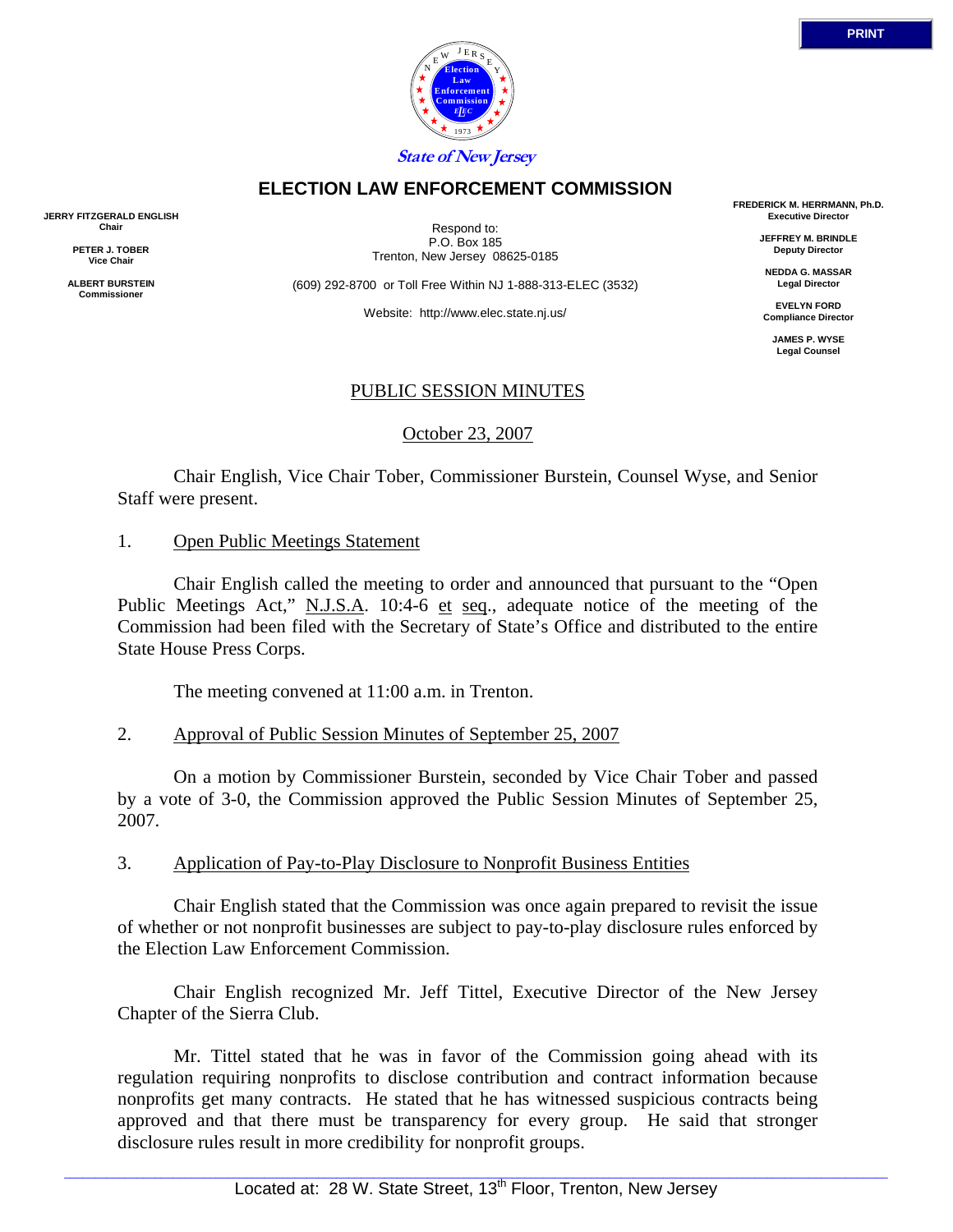State of New Jersey

# ELECTION LAW ENFORCEMENT COMMISSION

**JERRY FITZGERALD ENGLISH**
**Chair**

**PETER J. TOBER**
**Vice Chair**

**ALBERT BURSTEIN**
**Commissioner**

Respond to:
P.O. Box 185
Trenton, New Jersey 08625-0185

(609) 292-8700 or Toll Free Within NJ 1-888-313-ELEC (3532)

Website: http://www.elec.state.nj.us/

**FREDERICK M. HERRMANN, Ph.D.**
**Executive Director**

**JEFFREY M. BRINDLE**
**Deputy Director**

**NEDDA G. MASSAR**
**Legal Director**

**EVELYN FORD**
**Compliance Director**

**JAMES P. WYSE**
**Legal Counsel**

## PUBLIC SESSION MINUTES

October 23, 2007

Chair English, Vice Chair Tober, Commissioner Burstein, Counsel Wyse, and Senior Staff were present.

1. Open Public Meetings Statement

Chair English called the meeting to order and announced that pursuant to the "Open Public Meetings Act," N.J.S.A. 10:4-6 et seq., adequate notice of the meeting of the Commission had been filed with the Secretary of State's Office and distributed to the entire State House Press Corps.

The meeting convened at 11:00 a.m. in Trenton.

2. Approval of Public Session Minutes of September 25, 2007

On a motion by Commissioner Burstein, seconded by Vice Chair Tober and passed by a vote of 3-0, the Commission approved the Public Session Minutes of September 25, 2007.

3. Application of Pay-to-Play Disclosure to Nonprofit Business Entities

Chair English stated that the Commission was once again prepared to revisit the issue of whether or not nonprofit businesses are subject to pay-to-play disclosure rules enforced by the Election Law Enforcement Commission.

Chair English recognized Mr. Jeff Tittel, Executive Director of the New Jersey Chapter of the Sierra Club.

Mr. Tittel stated that he was in favor of the Commission going ahead with its regulation requiring nonprofits to disclose contribution and contract information because nonprofits get many contracts. He stated that he has witnessed suspicious contracts being approved and that there must be transparency for every group. He said that stronger disclosure rules result in more credibility for nonprofit groups.

Located at: 28 W. State Street, 13th Floor, Trenton, New Jersey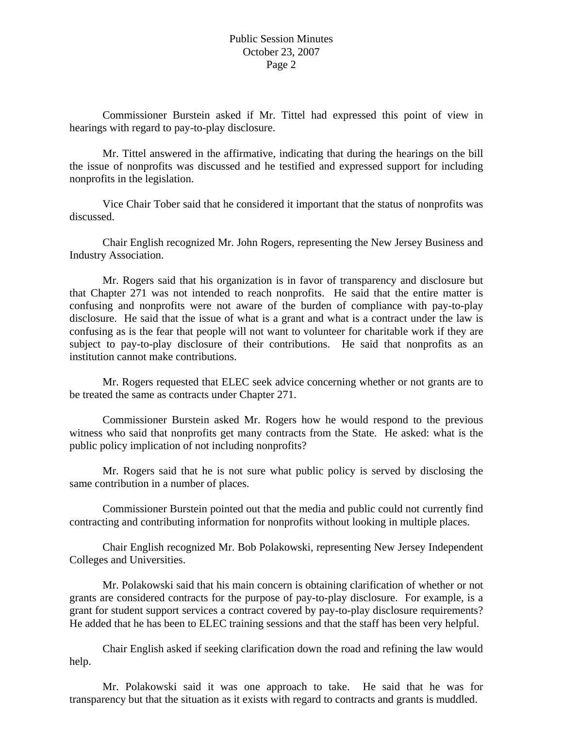Commissioner Burstein asked if Mr. Tittel had expressed this point of view in hearings with regard to pay-to-play disclosure.

Mr. Tittel answered in the affirmative, indicating that during the hearings on the bill the issue of nonprofits was discussed and he testified and expressed support for including nonprofits in the legislation.

Vice Chair Tober said that he considered it important that the status of nonprofits was discussed.

Chair English recognized Mr. John Rogers, representing the New Jersey Business and Industry Association.

Mr. Rogers said that his organization is in favor of transparency and disclosure but that Chapter 271 was not intended to reach nonprofits. He said that the entire matter is confusing and nonprofits were not aware of the burden of compliance with pay-to-play disclosure. He said that the issue of what is a grant and what is a contract under the law is confusing as is the fear that people will not want to volunteer for charitable work if they are subject to pay-to-play disclosure of their contributions. He said that nonprofits as an institution cannot make contributions.

Mr. Rogers requested that ELEC seek advice concerning whether or not grants are to be treated the same as contracts under Chapter 271.

Commissioner Burstein asked Mr. Rogers how he would respond to the previous witness who said that nonprofits get many contracts from the State. He asked: what is the public policy implication of not including nonprofits?

Mr. Rogers said that he is not sure what public policy is served by disclosing the same contribution in a number of places.

Commissioner Burstein pointed out that the media and public could not currently find contracting and contributing information for nonprofits without looking in multiple places.

Chair English recognized Mr. Bob Polakowski, representing New Jersey Independent Colleges and Universities.

Mr. Polakowski said that his main concern is obtaining clarification of whether or not grants are considered contracts for the purpose of pay-to-play disclosure. For example, is a grant for student support services a contract covered by pay-to-play disclosure requirements? He added that he has been to ELEC training sessions and that the staff has been very helpful.

Chair English asked if seeking clarification down the road and refining the law would help.

Mr. Polakowski said it was one approach to take. He said that he was for transparency but that the situation as it exists with regard to contracts and grants is muddled.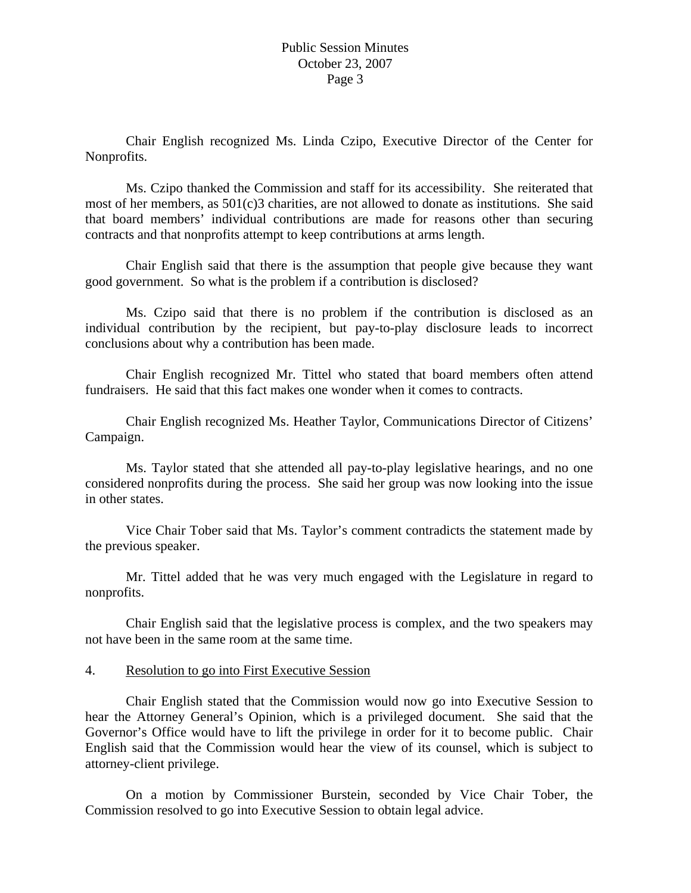Chair English recognized Ms. Linda Czipo, Executive Director of the Center for Nonprofits.

Ms. Czipo thanked the Commission and staff for its accessibility. She reiterated that most of her members, as 501(c)3 charities, are not allowed to donate as institutions. She said that board members' individual contributions are made for reasons other than securing contracts and that nonprofits attempt to keep contributions at arms length.

Chair English said that there is the assumption that people give because they want good government. So what is the problem if a contribution is disclosed?

Ms. Czipo said that there is no problem if the contribution is disclosed as an individual contribution by the recipient, but pay-to-play disclosure leads to incorrect conclusions about why a contribution has been made.

Chair English recognized Mr. Tittel who stated that board members often attend fundraisers. He said that this fact makes one wonder when it comes to contracts.

Chair English recognized Ms. Heather Taylor, Communications Director of Citizens' Campaign.

Ms. Taylor stated that she attended all pay-to-play legislative hearings, and no one considered nonprofits during the process. She said her group was now looking into the issue in other states.

Vice Chair Tober said that Ms. Taylor's comment contradicts the statement made by the previous speaker.

Mr. Tittel added that he was very much engaged with the Legislature in regard to nonprofits.

Chair English said that the legislative process is complex, and the two speakers may not have been in the same room at the same time.

4. Resolution to go into First Executive Session

Chair English stated that the Commission would now go into Executive Session to hear the Attorney General's Opinion, which is a privileged document. She said that the Governor's Office would have to lift the privilege in order for it to become public. Chair English said that the Commission would hear the view of its counsel, which is subject to attorney-client privilege.

On a motion by Commissioner Burstein, seconded by Vice Chair Tober, the Commission resolved to go into Executive Session to obtain legal advice.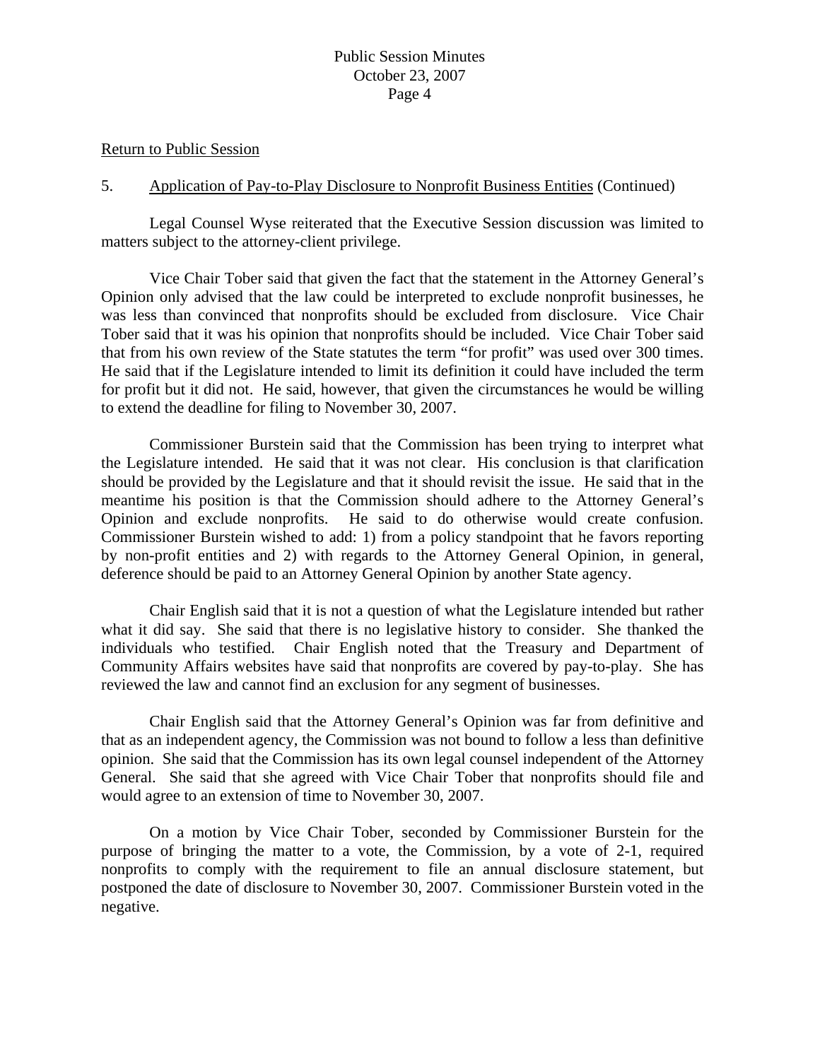<u>Return to Public Session</u>

5. <u>Application of Pay-to-Play Disclosure to Nonprofit Business Entities</u> (Continued)

Legal Counsel Wyse reiterated that the Executive Session discussion was limited to matters subject to the attorney-client privilege.

Vice Chair Tober said that given the fact that the statement in the Attorney General's Opinion only advised that the law could be interpreted to exclude nonprofit businesses, he was less than convinced that nonprofits should be excluded from disclosure. Vice Chair Tober said that it was his opinion that nonprofits should be included. Vice Chair Tober said that from his own review of the State statutes the term "for profit" was used over 300 times. He said that if the Legislature intended to limit its definition it could have included the term for profit but it did not. He said, however, that given the circumstances he would be willing to extend the deadline for filing to November 30, 2007.

Commissioner Burstein said that the Commission has been trying to interpret what the Legislature intended. He said that it was not clear. His conclusion is that clarification should be provided by the Legislature and that it should revisit the issue. He said that in the meantime his position is that the Commission should adhere to the Attorney General's Opinion and exclude nonprofits. He said to do otherwise would create confusion. Commissioner Burstein wished to add: 1) from a policy standpoint that he favors reporting by non-profit entities and 2) with regards to the Attorney General Opinion, in general, deference should be paid to an Attorney General Opinion by another State agency.

Chair English said that it is not a question of what the Legislature intended but rather what it did say. She said that there is no legislative history to consider. She thanked the individuals who testified. Chair English noted that the Treasury and Department of Community Affairs websites have said that nonprofits are covered by pay-to-play. She has reviewed the law and cannot find an exclusion for any segment of businesses.

Chair English said that the Attorney General's Opinion was far from definitive and that as an independent agency, the Commission was not bound to follow a less than definitive opinion. She said that the Commission has its own legal counsel independent of the Attorney General. She said that she agreed with Vice Chair Tober that nonprofits should file and would agree to an extension of time to November 30, 2007.

On a motion by Vice Chair Tober, seconded by Commissioner Burstein for the purpose of bringing the matter to a vote, the Commission, by a vote of 2-1, required nonprofits to comply with the requirement to file an annual disclosure statement, but postponed the date of disclosure to November 30, 2007. Commissioner Burstein voted in the negative.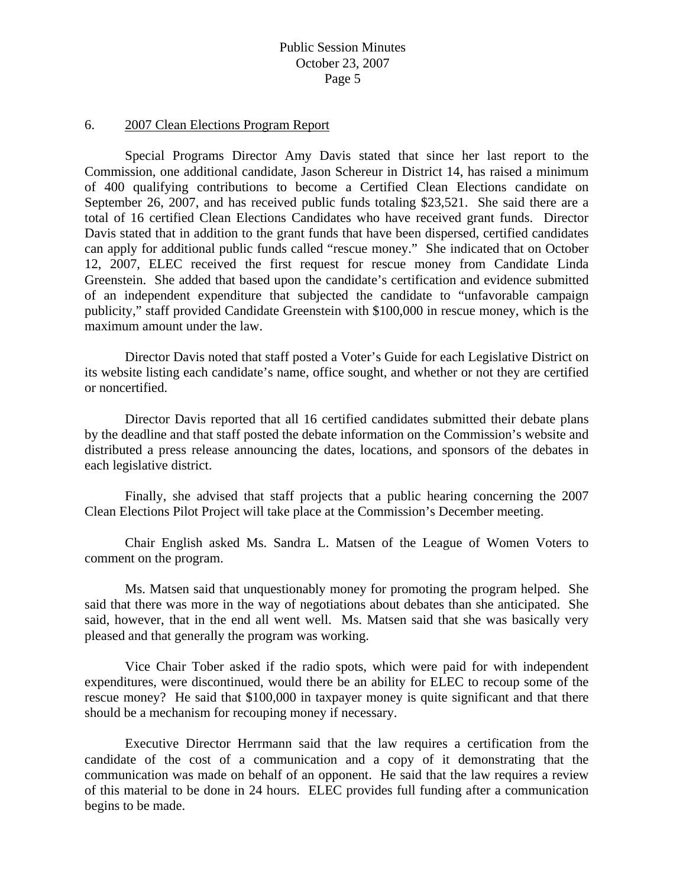6. 2007 Clean Elections Program Report

Special Programs Director Amy Davis stated that since her last report to the Commission, one additional candidate, Jason Schereur in District 14, has raised a minimum of 400 qualifying contributions to become a Certified Clean Elections candidate on September 26, 2007, and has received public funds totaling $23,521. She said there are a total of 16 certified Clean Elections Candidates who have received grant funds. Director Davis stated that in addition to the grant funds that have been dispersed, certified candidates can apply for additional public funds called "rescue money." She indicated that on October 12, 2007, ELEC received the first request for rescue money from Candidate Linda Greenstein. She added that based upon the candidate's certification and evidence submitted of an independent expenditure that subjected the candidate to "unfavorable campaign publicity," staff provided Candidate Greenstein with $100,000 in rescue money, which is the maximum amount under the law.

Director Davis noted that staff posted a Voter's Guide for each Legislative District on its website listing each candidate's name, office sought, and whether or not they are certified or noncertified.

Director Davis reported that all 16 certified candidates submitted their debate plans by the deadline and that staff posted the debate information on the Commission's website and distributed a press release announcing the dates, locations, and sponsors of the debates in each legislative district.

Finally, she advised that staff projects that a public hearing concerning the 2007 Clean Elections Pilot Project will take place at the Commission's December meeting.

Chair English asked Ms. Sandra L. Matsen of the League of Women Voters to comment on the program.

Ms. Matsen said that unquestionably money for promoting the program helped. She said that there was more in the way of negotiations about debates than she anticipated. She said, however, that in the end all went well. Ms. Matsen said that she was basically very pleased and that generally the program was working.

Vice Chair Tober asked if the radio spots, which were paid for with independent expenditures, were discontinued, would there be an ability for ELEC to recoup some of the rescue money? He said that $100,000 in taxpayer money is quite significant and that there should be a mechanism for recouping money if necessary.

Executive Director Herrmann said that the law requires a certification from the candidate of the cost of a communication and a copy of it demonstrating that the communication was made on behalf of an opponent. He said that the law requires a review of this material to be done in 24 hours. ELEC provides full funding after a communication begins to be made.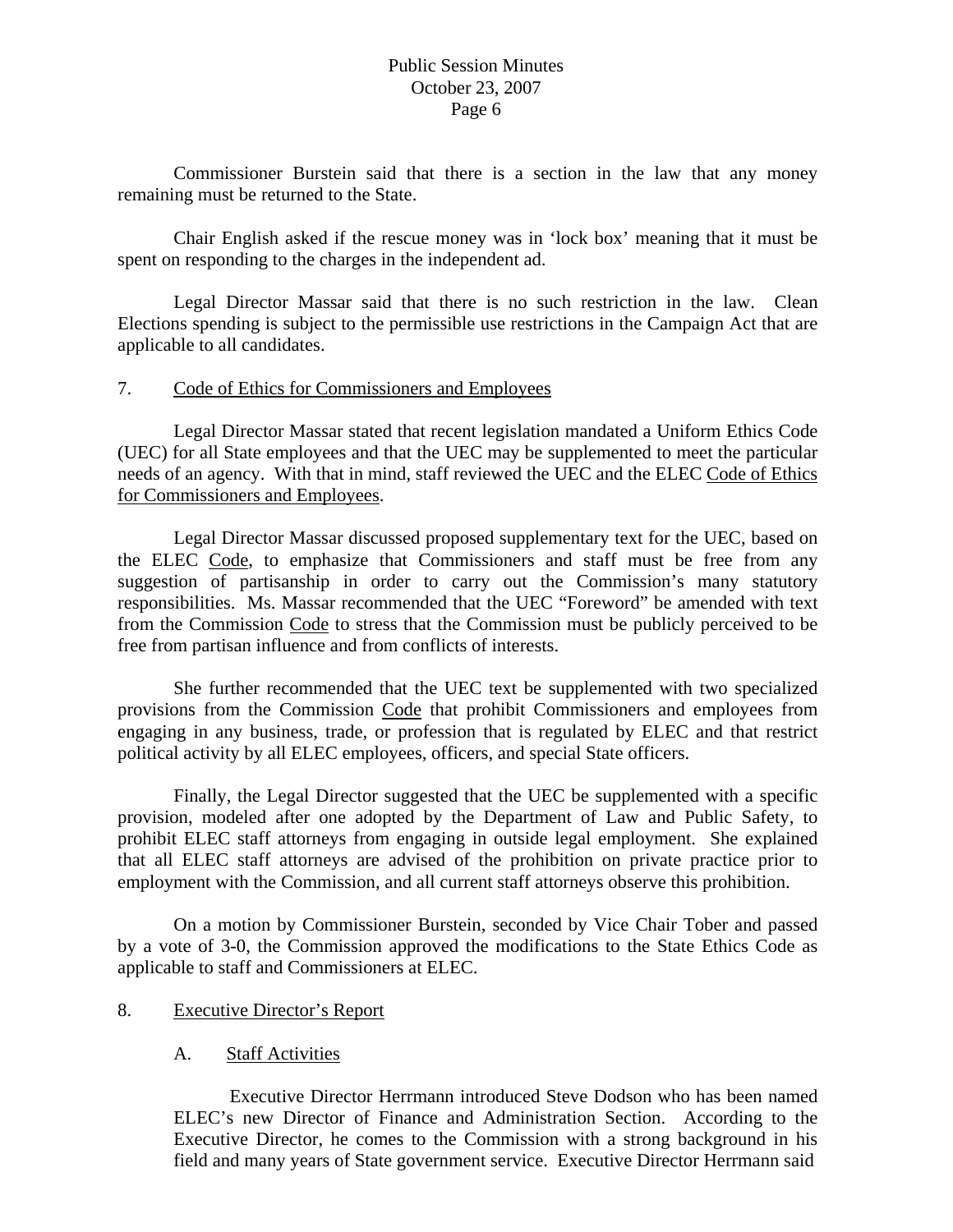Commissioner Burstein said that there is a section in the law that any money remaining must be returned to the State.

Chair English asked if the rescue money was in 'lock box' meaning that it must be spent on responding to the charges in the independent ad.

Legal Director Massar said that there is no such restriction in the law. Clean Elections spending is subject to the permissible use restrictions in the Campaign Act that are applicable to all candidates.

7. Code of Ethics for Commissioners and Employees

Legal Director Massar stated that recent legislation mandated a Uniform Ethics Code (UEC) for all State employees and that the UEC may be supplemented to meet the particular needs of an agency. With that in mind, staff reviewed the UEC and the ELEC Code of Ethics for Commissioners and Employees.

Legal Director Massar discussed proposed supplementary text for the UEC, based on the ELEC Code, to emphasize that Commissioners and staff must be free from any suggestion of partisanship in order to carry out the Commission's many statutory responsibilities. Ms. Massar recommended that the UEC "Foreword" be amended with text from the Commission Code to stress that the Commission must be publicly perceived to be free from partisan influence and from conflicts of interests.

She further recommended that the UEC text be supplemented with two specialized provisions from the Commission Code that prohibit Commissioners and employees from engaging in any business, trade, or profession that is regulated by ELEC and that restrict political activity by all ELEC employees, officers, and special State officers.

Finally, the Legal Director suggested that the UEC be supplemented with a specific provision, modeled after one adopted by the Department of Law and Public Safety, to prohibit ELEC staff attorneys from engaging in outside legal employment. She explained that all ELEC staff attorneys are advised of the prohibition on private practice prior to employment with the Commission, and all current staff attorneys observe this prohibition.

On a motion by Commissioner Burstein, seconded by Vice Chair Tober and passed by a vote of 3-0, the Commission approved the modifications to the State Ethics Code as applicable to staff and Commissioners at ELEC.

8. Executive Director's Report

A. Staff Activities

Executive Director Herrmann introduced Steve Dodson who has been named ELEC's new Director of Finance and Administration Section. According to the Executive Director, he comes to the Commission with a strong background in his field and many years of State government service. Executive Director Herrmann said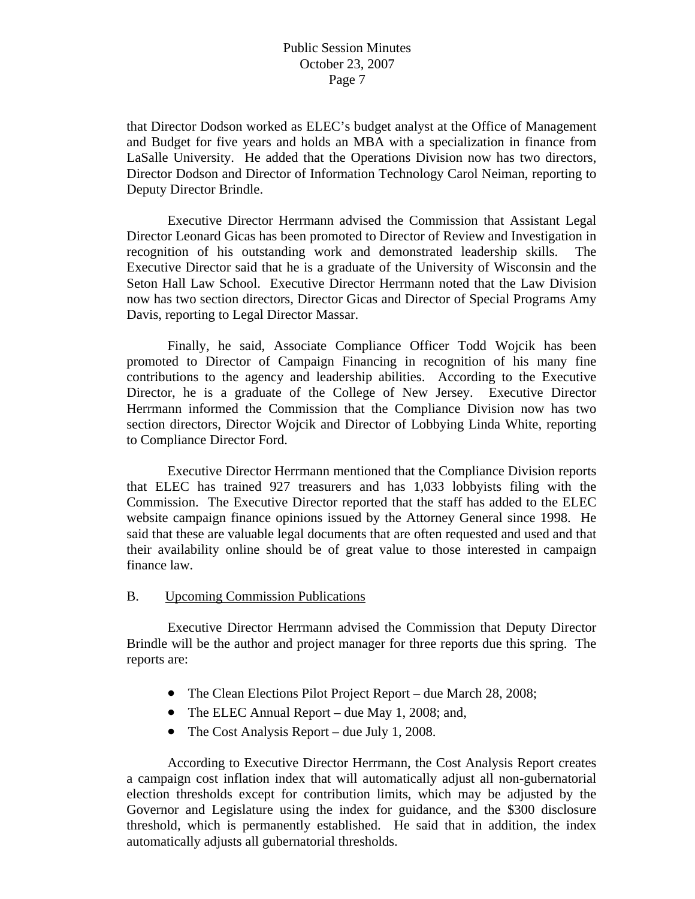that Director Dodson worked as ELEC's budget analyst at the Office of Management and Budget for five years and holds an MBA with a specialization in finance from LaSalle University. He added that the Operations Division now has two directors, Director Dodson and Director of Information Technology Carol Neiman, reporting to Deputy Director Brindle.

Executive Director Herrmann advised the Commission that Assistant Legal Director Leonard Gicas has been promoted to Director of Review and Investigation in recognition of his outstanding work and demonstrated leadership skills. The Executive Director said that he is a graduate of the University of Wisconsin and the Seton Hall Law School. Executive Director Herrmann noted that the Law Division now has two section directors, Director Gicas and Director of Special Programs Amy Davis, reporting to Legal Director Massar.

Finally, he said, Associate Compliance Officer Todd Wojcik has been promoted to Director of Campaign Financing in recognition of his many fine contributions to the agency and leadership abilities. According to the Executive Director, he is a graduate of the College of New Jersey. Executive Director Herrmann informed the Commission that the Compliance Division now has two section directors, Director Wojcik and Director of Lobbying Linda White, reporting to Compliance Director Ford.

Executive Director Herrmann mentioned that the Compliance Division reports that ELEC has trained 927 treasurers and has 1,033 lobbyists filing with the Commission. The Executive Director reported that the staff has added to the ELEC website campaign finance opinions issued by the Attorney General since 1998. He said that these are valuable legal documents that are often requested and used and that their availability online should be of great value to those interested in campaign finance law.

B. <u>Upcoming Commission Publications</u>

Executive Director Herrmann advised the Commission that Deputy Director Brindle will be the author and project manager for three reports due this spring. The reports are:

- The Clean Elections Pilot Project Report – due March 28, 2008;
- The ELEC Annual Report – due May 1, 2008; and,
- The Cost Analysis Report – due July 1, 2008.

According to Executive Director Herrmann, the Cost Analysis Report creates a campaign cost inflation index that will automatically adjust all non-gubernatorial election thresholds except for contribution limits, which may be adjusted by the Governor and Legislature using the index for guidance, and the $300 disclosure threshold, which is permanently established. He said that in addition, the index automatically adjusts all gubernatorial thresholds.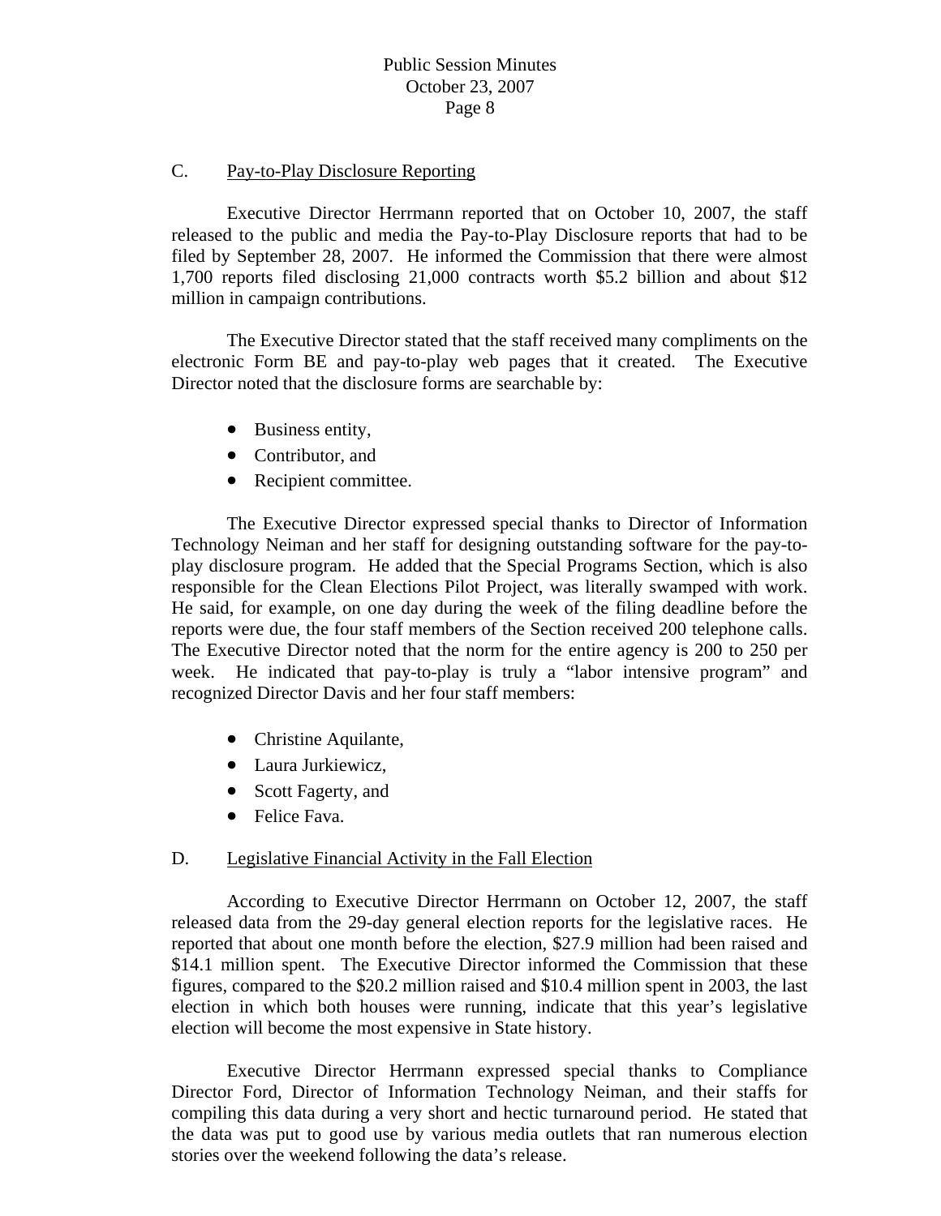C. Pay-to-Play Disclosure Reporting

Executive Director Herrmann reported that on October 10, 2007, the staff released to the public and media the Pay-to-Play Disclosure reports that had to be filed by September 28, 2007. He informed the Commission that there were almost 1,700 reports filed disclosing 21,000 contracts worth $5.2 billion and about $12 million in campaign contributions.

The Executive Director stated that the staff received many compliments on the electronic Form BE and pay-to-play web pages that it created. The Executive Director noted that the disclosure forms are searchable by:

- Business entity,
- Contributor, and
- Recipient committee.

The Executive Director expressed special thanks to Director of Information Technology Neiman and her staff for designing outstanding software for the pay-to-play disclosure program. He added that the Special Programs Section, which is also responsible for the Clean Elections Pilot Project, was literally swamped with work. He said, for example, on one day during the week of the filing deadline before the reports were due, the four staff members of the Section received 200 telephone calls. The Executive Director noted that the norm for the entire agency is 200 to 250 per week. He indicated that pay-to-play is truly a "labor intensive program" and recognized Director Davis and her four staff members:

- Christine Aquilante,
- Laura Jurkiewicz,
- Scott Fagerty, and
- Felice Fava.

D. Legislative Financial Activity in the Fall Election

According to Executive Director Herrmann on October 12, 2007, the staff released data from the 29-day general election reports for the legislative races. He reported that about one month before the election, $27.9 million had been raised and $14.1 million spent. The Executive Director informed the Commission that these figures, compared to the $20.2 million raised and $10.4 million spent in 2003, the last election in which both houses were running, indicate that this year's legislative election will become the most expensive in State history.

Executive Director Herrmann expressed special thanks to Compliance Director Ford, Director of Information Technology Neiman, and their staffs for compiling this data during a very short and hectic turnaround period. He stated that the data was put to good use by various media outlets that ran numerous election stories over the weekend following the data's release.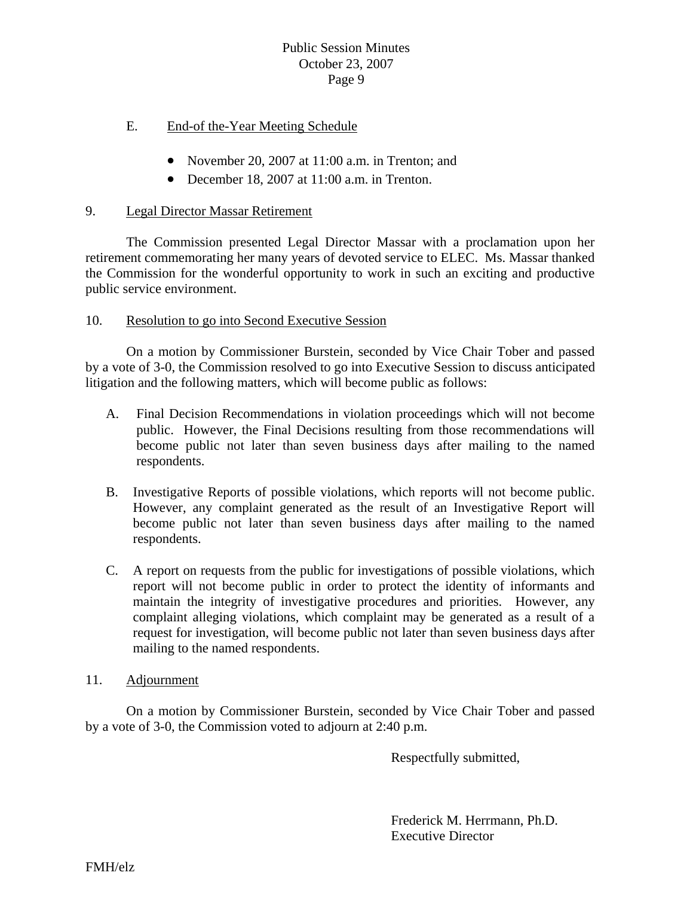E. End-of the-Year Meeting Schedule

- November 20, 2007 at 11:00 a.m. in Trenton; and
- December 18, 2007 at 11:00 a.m. in Trenton.

9. Legal Director Massar Retirement

The Commission presented Legal Director Massar with a proclamation upon her retirement commemorating her many years of devoted service to ELEC. Ms. Massar thanked the Commission for the wonderful opportunity to work in such an exciting and productive public service environment.

10. Resolution to go into Second Executive Session

On a motion by Commissioner Burstein, seconded by Vice Chair Tober and passed by a vote of 3-0, the Commission resolved to go into Executive Session to discuss anticipated litigation and the following matters, which will become public as follows:

A. Final Decision Recommendations in violation proceedings which will not become public. However, the Final Decisions resulting from those recommendations will become public not later than seven business days after mailing to the named respondents.

B. Investigative Reports of possible violations, which reports will not become public. However, any complaint generated as the result of an Investigative Report will become public not later than seven business days after mailing to the named respondents.

C. A report on requests from the public for investigations of possible violations, which report will not become public in order to protect the identity of informants and maintain the integrity of investigative procedures and priorities. However, any complaint alleging violations, which complaint may be generated as a result of a request for investigation, will become public not later than seven business days after mailing to the named respondents.

11. Adjournment

On a motion by Commissioner Burstein, seconded by Vice Chair Tober and passed by a vote of 3-0, the Commission voted to adjourn at 2:40 p.m.

Respectfully submitted,

Frederick M. Herrmann, Ph.D.
Executive Director

FMH/elz